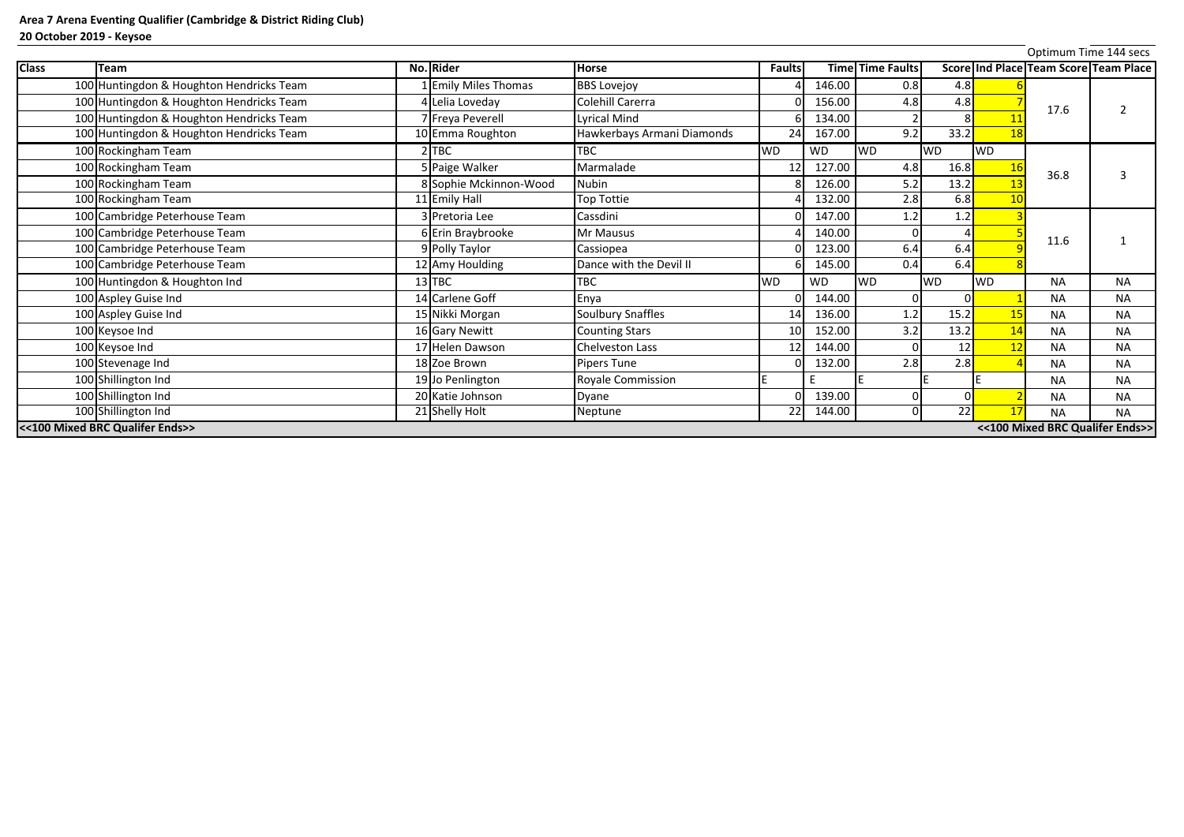**Area 7 Arena Eventing Qualifier (Cambridge & District Riding Club)**

**20 October 2019 - Keysoe**

Optimum Time 144 secs

| Class | Team | No. | Rider | Horse | Faults | Time | Time Faults | Score | Ind Place | Team Score | Team Place |
|---|---|---|---|---|---|---|---|---|---|---|---|
| 100 | Huntingdon & Houghton Hendricks Team | 1 | Emily Miles Thomas | BBS Lovejoy | 4 | 146.00 | 0.8 | 4.8 | 6 | 17.6 | 2 |
| 100 | Huntingdon & Houghton Hendricks Team | 4 | Lelia Loveday | Colehill Carerra | 0 | 156.00 | 4.8 | 4.8 | 7 | | |
| 100 | Huntingdon & Houghton Hendricks Team | 7 | Freya Peverell | Lyrical Mind | 6 | 134.00 | 2 | 8 | 11 | | |
| 100 | Huntingdon & Houghton Hendricks Team | 10 | Emma Roughton | Hawkerbays Armani Diamonds | 24 | 167.00 | 9.2 | 33.2 | 18 | | |
| 100 | Rockingham Team | 2 | TBC | TBC | WD | WD | WD | WD | WD | 36.8 | 3 |
| 100 | Rockingham Team | 5 | Paige Walker | Marmalade | 12 | 127.00 | 4.8 | 16.8 | 16 | | |
| 100 | Rockingham Team | 8 | Sophie Mckinnon-Wood | Nubin | 8 | 126.00 | 5.2 | 13.2 | 13 | | |
| 100 | Rockingham Team | 11 | Emily Hall | Top Tottie | 4 | 132.00 | 2.8 | 6.8 | 10 | | |
| 100 | Cambridge Peterhouse Team | 3 | Pretoria Lee | Cassdini | 0 | 147.00 | 1.2 | 1.2 | 3 | 11.6 | 1 |
| 100 | Cambridge Peterhouse Team | 6 | Erin Braybrooke | Mr Mausus | 4 | 140.00 | 0 | 4 | 5 | | |
| 100 | Cambridge Peterhouse Team | 9 | Polly Taylor | Cassiopea | 0 | 123.00 | 6.4 | 6.4 | 9 | | |
| 100 | Cambridge Peterhouse Team | 12 | Amy Houlding | Dance with the Devil II | 6 | 145.00 | 0.4 | 6.4 | 8 | | |
| 100 | Huntingdon & Houghton Ind | 13 | TBC | TBC | WD | WD | WD | WD | WD | NA | NA |
| 100 | Aspley Guise Ind | 14 | Carlene Goff | Enya | 0 | 144.00 | 0 | 0 | 1 | NA | NA |
| 100 | Aspley Guise Ind | 15 | Nikki Morgan | Soulbury Snaffles | 14 | 136.00 | 1.2 | 15.2 | 15 | NA | NA |
| 100 | Keysoe Ind | 16 | Gary Newitt | Counting Stars | 10 | 152.00 | 3.2 | 13.2 | 14 | NA | NA |
| 100 | Keysoe Ind | 17 | Helen Dawson | Chelveston Lass | 12 | 144.00 | 0 | 12 | 12 | NA | NA |
| 100 | Stevenage Ind | 18 | Zoe Brown | Pipers Tune | 0 | 132.00 | 2.8 | 2.8 | 4 | NA | NA |
| 100 | Shillington Ind | 19 | Jo Penlington | Royale Commission | E | E | E | E | E | NA | NA |
| 100 | Shillington Ind | 20 | Katie Johnson | Dyane | 0 | 139.00 | 0 | 0 | 2 | NA | NA |
| 100 | Shillington Ind | 21 | Shelly Holt | Neptune | 22 | 144.00 | 0 | 22 | 17 | NA | NA |
| <<100 Mixed BRC Qualifer Ends>> | | | | | | | | | | <<100 Mixed BRC Qualifer Ends>> | |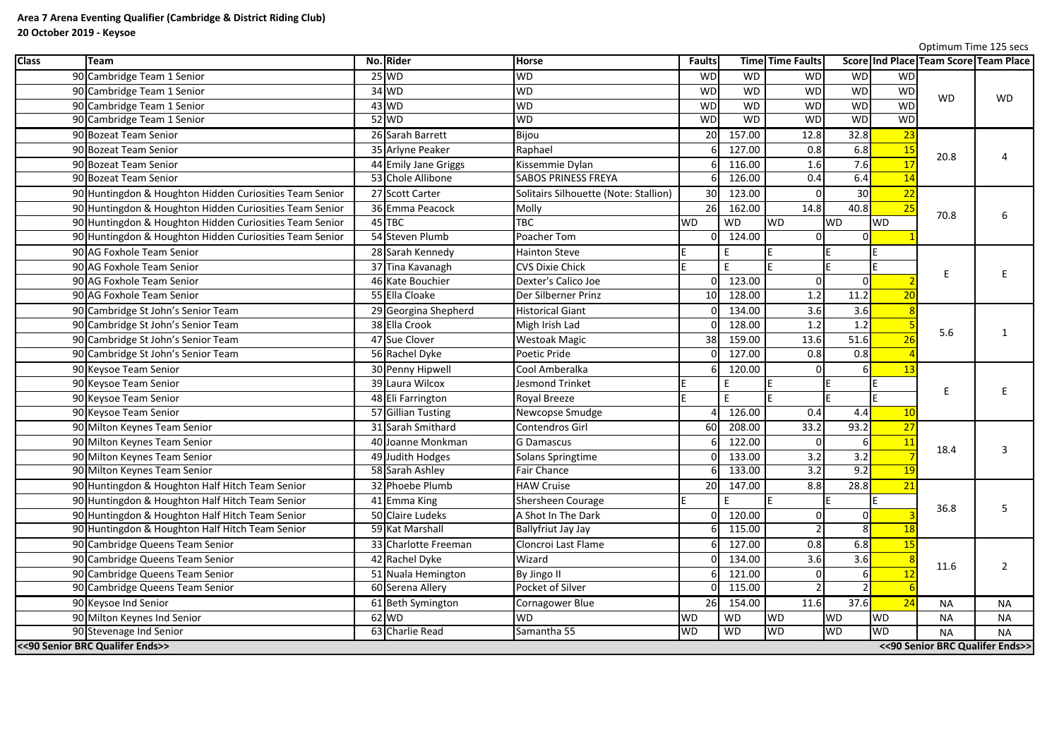**Area 7 Arena Eventing Qualifier (Cambridge & District Riding Club)**
**20 October 2019 - Keysoe**

Optimum Time 125 secs

| Class | Team | No. | Rider | Horse | Faults | Time | Time Faults | Score | Ind Place | Team Score | Team Place |
|---|---|---|---|---|---|---|---|---|---|---|---|
| 90 | Cambridge Team 1 Senior | 25 | WD | WD | WD | WD | WD | WD | WD | WD | WD |
| 90 | Cambridge Team 1 Senior | 34 | WD | WD | WD | WD | WD | WD | WD | | |
| 90 | Cambridge Team 1 Senior | 43 | WD | WD | WD | WD | WD | WD | WD | | |
| 90 | Cambridge Team 1 Senior | 52 | WD | WD | WD | WD | WD | WD | WD | | |
| 90 | Bozeat Team Senior | 26 | Sarah Barrett | Bijou | 20 | 157.00 | 12.8 | 32.8 | 23 | 20.8 | 4 |
| 90 | Bozeat Team Senior | 35 | Arlyne Peaker | Raphael | 6 | 127.00 | 0.8 | 6.8 | 15 | | |
| 90 | Bozeat Team Senior | 44 | Emily Jane Griggs | Kissemmie Dylan | 6 | 116.00 | 1.6 | 7.6 | 17 | | |
| 90 | Bozeat Team Senior | 53 | Chole Allibone | SABOS PRINESS FREYA | 6 | 126.00 | 0.4 | 6.4 | 14 | | |
| 90 | Huntingdon & Houghton Hidden Curiosities Team Senior | 27 | Scott Carter | Solitairs Silhouette (Note: Stallion) | 30 | 123.00 | 0 | 30 | 22 | 70.8 | 6 |
| 90 | Huntingdon & Houghton Hidden Curiosities Team Senior | 36 | Emma Peacock | Molly | 26 | 162.00 | 14.8 | 40.8 | 25 | | |
| 90 | Huntingdon & Houghton Hidden Curiosities Team Senior | 45 | TBC | TBC | WD | WD | WD | WD | WD | | |
| 90 | Huntingdon & Houghton Hidden Curiosities Team Senior | 54 | Steven Plumb | Poacher Tom | 0 | 124.00 | 0 | 0 | 1 | | |
| 90 | AG Foxhole Team Senior | 28 | Sarah Kennedy | Hainton Steve | E | E | E | E | E | E | E |
| 90 | AG Foxhole Team Senior | 37 | Tina Kavanagh | CVS Dixie Chick | E | E | E | E | E | | |
| 90 | AG Foxhole Team Senior | 46 | Kate Bouchier | Dexter's Calico Joe | 0 | 123.00 | 0 | 0 | 2 | | |
| 90 | AG Foxhole Team Senior | 55 | Ella Cloake | Der Silberner Prinz | 10 | 128.00 | 1.2 | 11.2 | 20 | | |
| 90 | Cambridge St John's Senior Team | 29 | Georgina Shepherd | Historical Giant | 0 | 134.00 | 3.6 | 3.6 | 8 | 5.6 | 1 |
| 90 | Cambridge St John's Senior Team | 38 | Ella Crook | Migh Irish Lad | 0 | 128.00 | 1.2 | 1.2 | 5 | | |
| 90 | Cambridge St John's Senior Team | 47 | Sue Clover | Westoak Magic | 38 | 159.00 | 13.6 | 51.6 | 26 | | |
| 90 | Cambridge St John's Senior Team | 56 | Rachel Dyke | Poetic Pride | 0 | 127.00 | 0.8 | 0.8 | 4 | | |
| 90 | Keysoe Team Senior | 30 | Penny Hipwell | Cool Amberalka | 6 | 120.00 | 0 | 6 | 13 | E | E |
| 90 | Keysoe Team Senior | 39 | Laura Wilcox | Jesmond Trinket | E | E | E | E | E | | |
| 90 | Keysoe Team Senior | 48 | Eli Farrington | Royal Breeze | E | E | E | E | E | | |
| 90 | Keysoe Team Senior | 57 | Gillian Tusting | Newcopse Smudge | 4 | 126.00 | 0.4 | 4.4 | 10 | | |
| 90 | Milton Keynes Team Senior | 31 | Sarah Smithard | Contendros Girl | 60 | 208.00 | 33.2 | 93.2 | 27 | 18.4 | 3 |
| 90 | Milton Keynes Team Senior | 40 | Joanne Monkman | G Damascus | 6 | 122.00 | 0 | 6 | 11 | | |
| 90 | Milton Keynes Team Senior | 49 | Judith Hodges | Solans Springtime | 0 | 133.00 | 3.2 | 3.2 | 7 | | |
| 90 | Milton Keynes Team Senior | 58 | Sarah Ashley | Fair Chance | 6 | 133.00 | 3.2 | 9.2 | 19 | | |
| 90 | Huntingdon & Houghton Half Hitch Team Senior | 32 | Phoebe Plumb | HAW Cruise | 20 | 147.00 | 8.8 | 28.8 | 21 | 36.8 | 5 |
| 90 | Huntingdon & Houghton Half Hitch Team Senior | 41 | Emma King | Shersheen Courage | E | E | E | E | E | | |
| 90 | Huntingdon & Houghton Half Hitch Team Senior | 50 | Claire Ludeks | A Shot In The Dark | 0 | 120.00 | 0 | 0 | 3 | | |
| 90 | Huntingdon & Houghton Half Hitch Team Senior | 59 | Kat Marshall | Ballyfriut Jay Jay | 6 | 115.00 | 2 | 8 | 18 | | |
| 90 | Cambridge Queens Team Senior | 33 | Charlotte Freeman | Cloncroi Last Flame | 6 | 127.00 | 0.8 | 6.8 | 15 | 11.6 | 2 |
| 90 | Cambridge Queens Team Senior | 42 | Rachel Dyke | Wizard | 0 | 134.00 | 3.6 | 3.6 | 8 | | |
| 90 | Cambridge Queens Team Senior | 51 | Nuala Hemington | By Jingo II | 6 | 121.00 | 0 | 6 | 12 | | |
| 90 | Cambridge Queens Team Senior | 60 | Serena Allery | Pocket of Silver | 0 | 115.00 | 2 | 2 | 6 | | |
| 90 | Keysoe Ind Senior | 61 | Beth Symington | Cornagower Blue | 26 | 154.00 | 11.6 | 37.6 | 24 | NA | NA |
| 90 | Milton Keynes Ind Senior | 62 | WD | WD | WD | WD | WD | WD | WD | NA | NA |
| 90 | Stevenage Ind Senior | 63 | Charlie Read | Samantha 55 | WD | WD | WD | WD | WD | NA | NA |

<<90 Senior BRC Qualifer Ends>> <<90 Senior BRC Qualifer Ends>>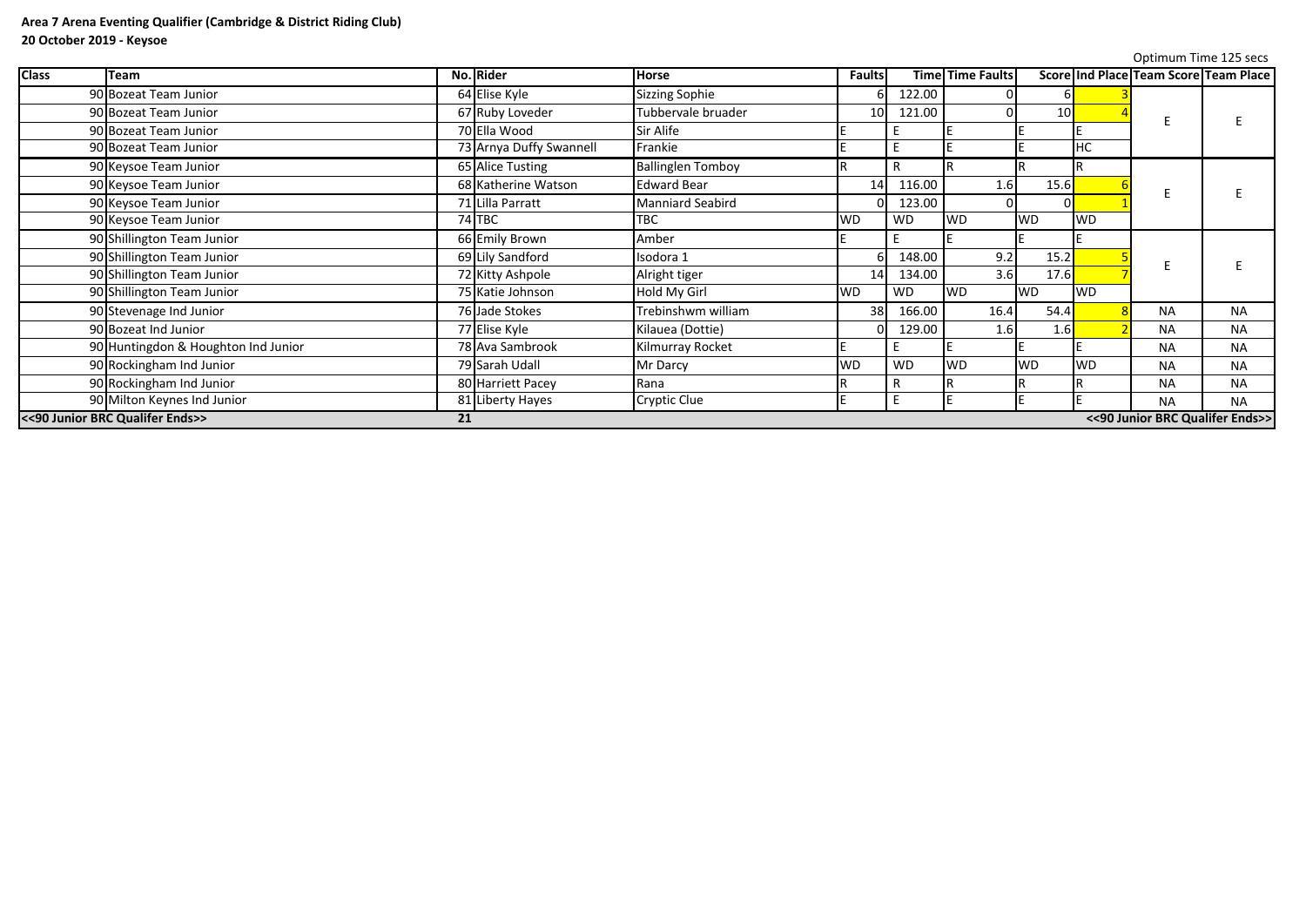**Area 7 Arena Eventing Qualifier (Cambridge & District Riding Club)**

**20 October 2019 - Keysoe**

Optimum Time 125 secs

| Class | Team | No. | Rider | Horse | Faults | Time | Time Faults | Score | Ind Place | Team Score | Team Place |
|---|---|---|---|---|---|---|---|---|---|---|---|
| 90 | Bozeat Team Junior | 64 | Elise Kyle | Sizzing Sophie | 6 | 122.00 | 0 | 6 | 3 | E | E |
| 90 | Bozeat Team Junior | 67 | Ruby Loveder | Tubbervale bruader | 10 | 121.00 | 0 | 10 | 4 | | |
| 90 | Bozeat Team Junior | 70 | Ella Wood | Sir Alife | E | E | E | E | E | | |
| 90 | Bozeat Team Junior | 73 | Arnya Duffy Swannell | Frankie | E | E | E | E | HC | | |
| 90 | Keysoe Team Junior | 65 | Alice Tusting | Ballinglen Tomboy | R | R | R | R | R | E | E |
| 90 | Keysoe Team Junior | 68 | Katherine Watson | Edward Bear | 14 | 116.00 | 1.6 | 15.6 | 6 | | |
| 90 | Keysoe Team Junior | 71 | Lilla Parratt | Manniard Seabird | 0 | 123.00 | 0 | 0 | 1 | | |
| 90 | Keysoe Team Junior | 74 | TBC | TBC | WD | WD | WD | WD | WD | | |
| 90 | Shillington Team Junior | 66 | Emily Brown | Amber | E | E | E | E | E | E | E |
| 90 | Shillington Team Junior | 69 | Lily Sandford | Isodora 1 | 6 | 148.00 | 9.2 | 15.2 | 5 | | |
| 90 | Shillington Team Junior | 72 | Kitty Ashpole | Alright tiger | 14 | 134.00 | 3.6 | 17.6 | 7 | | |
| 90 | Shillington Team Junior | 75 | Katie Johnson | Hold My Girl | WD | WD | WD | WD | WD | | |
| 90 | Stevenage Ind Junior | 76 | Jade Stokes | Trebinshwm william | 38 | 166.00 | 16.4 | 54.4 | 8 | NA | NA |
| 90 | Bozeat Ind Junior | 77 | Elise Kyle | Kilauea (Dottie) | 0 | 129.00 | 1.6 | 1.6 | 2 | NA | NA |
| 90 | Huntingdon & Houghton Ind Junior | 78 | Ava Sambrook | Kilmurray Rocket | E | E | E | E | E | NA | NA |
| 90 | Rockingham Ind Junior | 79 | Sarah Udall | Mr Darcy | WD | WD | WD | WD | WD | NA | NA |
| 90 | Rockingham Ind Junior | 80 | Harriett Pacey | Rana | R | R | R | R | R | NA | NA |
| 90 | Milton Keynes Ind Junior | 81 | Liberty Hayes | Cryptic Clue | E | E | E | E | E | NA | NA |
| <<90 Junior BRC Qualifer Ends>> | | 21 | | | | | | | | <<90 Junior BRC Qualifer Ends>> | |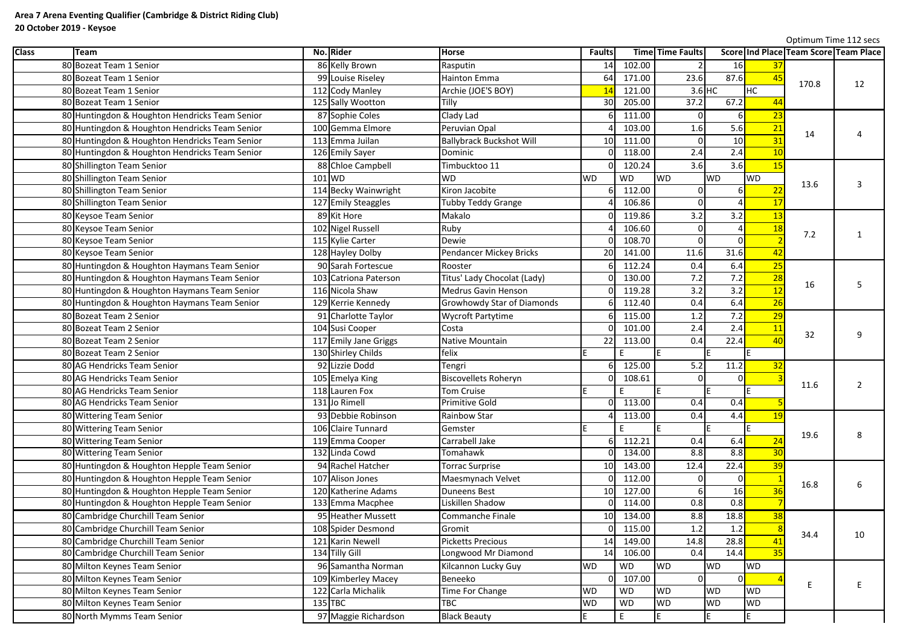**Area 7 Arena Eventing Qualifier (Cambridge & District Riding Club)**
**20 October 2019 - Keysoe**

Optimum Time 112 secs

| Class | Team | No. | Rider | Horse | Faults | Time | Time Faults | Score | Ind Place | Team Score | Team Place |
|---|---|---|---|---|---|---|---|---|---|---|---|
| 80 | Bozeat Team 1 Senior | 86 | Kelly Brown | Rasputin | 14 | 102.00 | 2 | 16 | 37 | 170.8 | 12 |
| 80 | Bozeat Team 1 Senior | 99 | Louise Riseley | Hainton Emma | 64 | 171.00 | 23.6 | 87.6 | 45 | | |
| 80 | Bozeat Team 1 Senior | 112 | Cody Manley | Archie (JOE'S BOY) | 14 | 121.00 | 3.6 | HC | HC | | |
| 80 | Bozeat Team 1 Senior | 125 | Sally Wootton | Tilly | 30 | 205.00 | 37.2 | 67.2 | 44 | | |
| 80 | Huntingdon & Houghton Hendricks Team Senior | 87 | Sophie Coles | Clady Lad | 6 | 111.00 | 0 | 6 | 23 | 14 | 4 |
| 80 | Huntingdon & Houghton Hendricks Team Senior | 100 | Gemma Elmore | Peruvian Opal | 4 | 103.00 | 1.6 | 5.6 | 21 | | |
| 80 | Huntingdon & Houghton Hendricks Team Senior | 113 | Emma Juilan | Ballybrack Buckshot Will | 10 | 111.00 | 0 | 10 | 31 | | |
| 80 | Huntingdon & Houghton Hendricks Team Senior | 126 | Emily Sayer | Dominic | 0 | 118.00 | 2.4 | 2.4 | 10 | | |
| 80 | Shillington Team Senior | 88 | Chloe Campbell | Timbucktoo 11 | 0 | 120.24 | 3.6 | 3.6 | 15 | 13.6 | 3 |
| 80 | Shillington Team Senior | 101 | WD | WD | WD | WD | WD | WD | WD | | |
| 80 | Shillington Team Senior | 114 | Becky Wainwright | Kiron Jacobite | 6 | 112.00 | 0 | 6 | 22 | | |
| 80 | Shillington Team Senior | 127 | Emily Steaggles | Tubby Teddy Grange | 4 | 106.86 | 0 | 4 | 17 | | |
| 80 | Keysoe Team Senior | 89 | Kit Hore | Makalo | 0 | 119.86 | 3.2 | 3.2 | 13 | 7.2 | 1 |
| 80 | Keysoe Team Senior | 102 | Nigel Russell | Ruby | 4 | 106.60 | 0 | 4 | 18 | | |
| 80 | Keysoe Team Senior | 115 | Kylie Carter | Dewie | 0 | 108.70 | 0 | 0 | 2 | | |
| 80 | Keysoe Team Senior | 128 | Hayley Dolby | Pendancer Mickey Bricks | 20 | 141.00 | 11.6 | 31.6 | 42 | | |
| 80 | Huntingdon & Houghton Haymans Team Senior | 90 | Sarah Fortescue | Rooster | 6 | 112.24 | 0.4 | 6.4 | 25 | 16 | 5 |
| 80 | Huntingdon & Houghton Haymans Team Senior | 103 | Catriona Paterson | Titus' Lady Chocolat (Lady) | 0 | 130.00 | 7.2 | 7.2 | 28 | | |
| 80 | Huntingdon & Houghton Haymans Team Senior | 116 | Nicola Shaw | Medrus Gavin Henson | 0 | 119.28 | 3.2 | 3.2 | 12 | | |
| 80 | Huntingdon & Houghton Haymans Team Senior | 129 | Kerrie Kennedy | Growhowdy Star of Diamonds | 6 | 112.40 | 0.4 | 6.4 | 26 | | |
| 80 | Bozeat Team 2 Senior | 91 | Charlotte Taylor | Wycroft Partytime | 6 | 115.00 | 1.2 | 7.2 | 29 | 32 | 9 |
| 80 | Bozeat Team 2 Senior | 104 | Susi Cooper | Costa | 0 | 101.00 | 2.4 | 2.4 | 11 | | |
| 80 | Bozeat Team 2 Senior | 117 | Emily Jane Griggs | Native Mountain | 22 | 113.00 | 0.4 | 22.4 | 40 | | |
| 80 | Bozeat Team 2 Senior | 130 | Shirley Childs | felix | E | E | E | E | E | | |
| 80 | AG Hendricks Team Senior | 92 | Lizzie Dodd | Tengri | 6 | 125.00 | 5.2 | 11.2 | 32 | 11.6 | 2 |
| 80 | AG Hendricks Team Senior | 105 | Emelya King | Biscovellets Roheryn | 0 | 108.61 | 0 | 0 | 3 | | |
| 80 | AG Hendricks Team Senior | 118 | Lauren Fox | Tom Cruise | E | E | E | E | E | | |
| 80 | AG Hendricks Team Senior | 131 | Jo Rimell | Primitive Gold | 0 | 113.00 | 0.4 | 0.4 | 5 | | |
| 80 | Wittering Team Senior | 93 | Debbie Robinson | Rainbow Star | 4 | 113.00 | 0.4 | 4.4 | 19 | 19.6 | 8 |
| 80 | Wittering Team Senior | 106 | Claire Tunnard | Gemster | E | E | E | E | E | | |
| 80 | Wittering Team Senior | 119 | Emma Cooper | Carrabell Jake | 6 | 112.21 | 0.4 | 6.4 | 24 | | |
| 80 | Wittering Team Senior | 132 | Linda Cowd | Tomahawk | 0 | 134.00 | 8.8 | 8.8 | 30 | | |
| 80 | Huntingdon & Houghton Hepple Team Senior | 94 | Rachel Hatcher | Torrac Surprise | 10 | 143.00 | 12.4 | 22.4 | 39 | 16.8 | 6 |
| 80 | Huntingdon & Houghton Hepple Team Senior | 107 | Alison Jones | Maesmynach Velvet | 0 | 112.00 | 0 | 0 | 1 | | |
| 80 | Huntingdon & Houghton Hepple Team Senior | 120 | Katherine Adams | Duneens Best | 10 | 127.00 | 6 | 16 | 36 | | |
| 80 | Huntingdon & Houghton Hepple Team Senior | 133 | Emma Macphee | Liskillen Shadow | 0 | 114.00 | 0.8 | 0.8 | 7 | | |
| 80 | Cambridge Churchill Team Senior | 95 | Heather Mussett | Commanche Finale | 10 | 134.00 | 8.8 | 18.8 | 38 | 34.4 | 10 |
| 80 | Cambridge Churchill Team Senior | 108 | Spider Desmond | Gromit | 0 | 115.00 | 1.2 | 1.2 | 8 | | |
| 80 | Cambridge Churchill Team Senior | 121 | Karin Newell | Picketts Precious | 14 | 149.00 | 14.8 | 28.8 | 41 | | |
| 80 | Cambridge Churchill Team Senior | 134 | Tilly Gill | Longwood Mr Diamond | 14 | 106.00 | 0.4 | 14.4 | 35 | | |
| 80 | Milton Keynes Team Senior | 96 | Samantha Norman | Kilcannon Lucky Guy | WD | WD | WD | WD | WD | E | E |
| 80 | Milton Keynes Team Senior | 109 | Kimberley Macey | Beneeko | 0 | 107.00 | 0 | 0 | 4 | | |
| 80 | Milton Keynes Team Senior | 122 | Carla Michalik | Time For Change | WD | WD | WD | WD | WD | | |
| 80 | Milton Keynes Team Senior | 135 | TBC | TBC | WD | WD | WD | WD | WD | | |
| 80 | North Mymms Team Senior | 97 | Maggie Richardson | Black Beauty | E | E | E | E | E | | |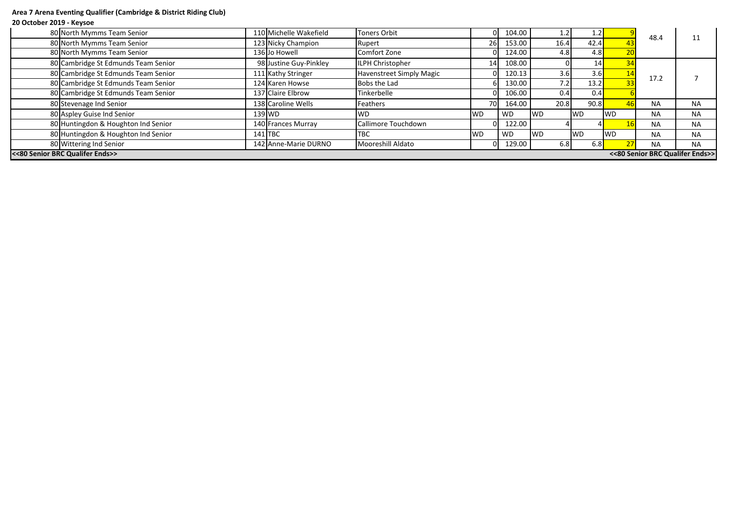**Area 7 Arena Eventing Qualifier (Cambridge & District Riding Club)**

**20 October 2019 - Keysoe**

| | | | | | | | | | | |
|---|---|---|---|---|---|---|---|---|---|---|
| 80 | North Mymms Team Senior | 110 | Michelle Wakefield | Toners Orbit | 0 | 104.00 | 1.2 | 1.2 | 9 | 48.4 | 11 |
| 80 | North Mymms Team Senior | 123 | Nicky Champion | Rupert | 26 | 153.00 | 16.4 | 42.4 | 43 | | |
| 80 | North Mymms Team Senior | 136 | Jo Howell | Comfort Zone | 0 | 124.00 | 4.8 | 4.8 | 20 | | |
| 80 | Cambridge St Edmunds Team Senior | 98 | Justine Guy-Pinkley | ILPH Christopher | 14 | 108.00 | 0 | 14 | 34 | 17.2 | 7 |
| 80 | Cambridge St Edmunds Team Senior | 111 | Kathy Stringer | Havenstreet Simply Magic | 0 | 120.13 | 3.6 | 3.6 | 14 | | |
| 80 | Cambridge St Edmunds Team Senior | 124 | Karen Howse | Bobs the Lad | 6 | 130.00 | 7.2 | 13.2 | 33 | | |
| 80 | Cambridge St Edmunds Team Senior | 137 | Claire Elbrow | Tinkerbelle | 0 | 106.00 | 0.4 | 0.4 | 6 | | |
| 80 | Stevenage Ind Senior | 138 | Caroline Wells | Feathers | 70 | 164.00 | 20.8 | 90.8 | 46 | NA | NA |
| 80 | Aspley Guise Ind Senior | 139 | WD | WD | WD | WD | WD | WD | WD | NA | NA |
| 80 | Huntingdon & Houghton Ind Senior | 140 | Frances Murray | Callimore Touchdown | 0 | 122.00 | 4 | 4 | 16 | NA | NA |
| 80 | Huntingdon & Houghton Ind Senior | 141 | TBC | TBC | WD | WD | WD | WD | WD | NA | NA |
| 80 | Wittering Ind Senior | 142 | Anne-Marie DURNO | Mooreshill Aldato | 0 | 129.00 | 6.8 | 6.8 | 27 | NA | NA |

**<<80 Senior BRC Qualifer Ends>>** **<<80 Senior BRC Qualifer Ends>>**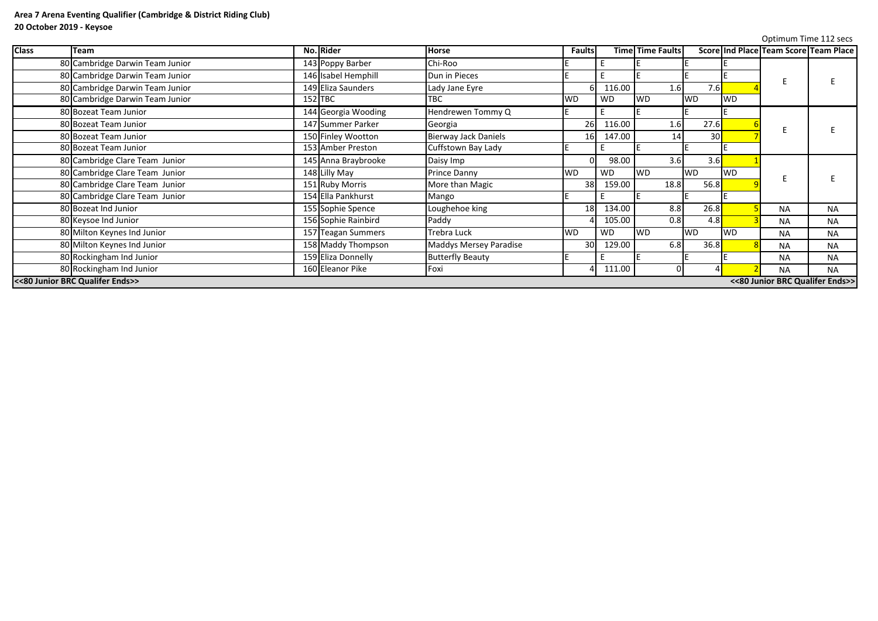**Area 7 Arena Eventing Qualifier (Cambridge & District Riding Club)**
**20 October 2019 - Keysoe**

Optimum Time 112 secs

| Class | Team | No. | Rider | Horse | Faults | Time | Time Faults | Score | Ind Place | Team Score | Team Place |
|---|---|---|---|---|---|---|---|---|---|---|---|
| 80 | Cambridge Darwin Team Junior | 143 | Poppy Barber | Chi-Roo | E | E | E | E | E | E | E |
| 80 | Cambridge Darwin Team Junior | 146 | Isabel Hemphill | Dun in Pieces | E | E | E | E | E | | |
| 80 | Cambridge Darwin Team Junior | 149 | Eliza Saunders | Lady Jane Eyre | 6 | 116.00 | 1.6 | 7.6 | 4 | | |
| 80 | Cambridge Darwin Team Junior | 152 | TBC | TBC | WD | WD | WD | WD | WD | | |
| 80 | Bozeat Team Junior | 144 | Georgia Wooding | Hendrewen Tommy Q | E | E | E | E | E | E | E |
| 80 | Bozeat Team Junior | 147 | Summer Parker | Georgia | 26 | 116.00 | 1.6 | 27.6 | 6 | | |
| 80 | Bozeat Team Junior | 150 | Finley Wootton | Bierway Jack Daniels | 16 | 147.00 | 14 | 30 | 7 | | |
| 80 | Bozeat Team Junior | 153 | Amber Preston | Cuffstown Bay Lady | E | E | E | E | E | | |
| 80 | Cambridge Clare Team Junior | 145 | Anna Braybrooke | Daisy Imp | 0 | 98.00 | 3.6 | 3.6 | 1 | E | E |
| 80 | Cambridge Clare Team Junior | 148 | Lilly May | Prince Danny | WD | WD | WD | WD | WD | | |
| 80 | Cambridge Clare Team Junior | 151 | Ruby Morris | More than Magic | 38 | 159.00 | 18.8 | 56.8 | 9 | | |
| 80 | Cambridge Clare Team Junior | 154 | Ella Pankhurst | Mango | E | E | E | E | E | | |
| 80 | Bozeat Ind Junior | 155 | Sophie Spence | Loughehoe king | 18 | 134.00 | 8.8 | 26.8 | 5 | NA | NA |
| 80 | Keysoe Ind Junior | 156 | Sophie Rainbird | Paddy | 4 | 105.00 | 0.8 | 4.8 | 3 | NA | NA |
| 80 | Milton Keynes Ind Junior | 157 | Teagan Summers | Trebra Luck | WD | WD | WD | WD | WD | NA | NA |
| 80 | Milton Keynes Ind Junior | 158 | Maddy Thompson | Maddys Mersey Paradise | 30 | 129.00 | 6.8 | 36.8 | 8 | NA | NA |
| 80 | Rockingham Ind Junior | 159 | Eliza Donnelly | Butterfly Beauty | E | E | E | E | E | NA | NA |
| 80 | Rockingham Ind Junior | 160 | Eleanor Pike | Foxi | 4 | 111.00 | 0 | 4 | 2 | NA | NA |
| <<80 Junior BRC Qualifer Ends>> | | | | | | | | | | | <<80 Junior BRC Qualifer Ends>> |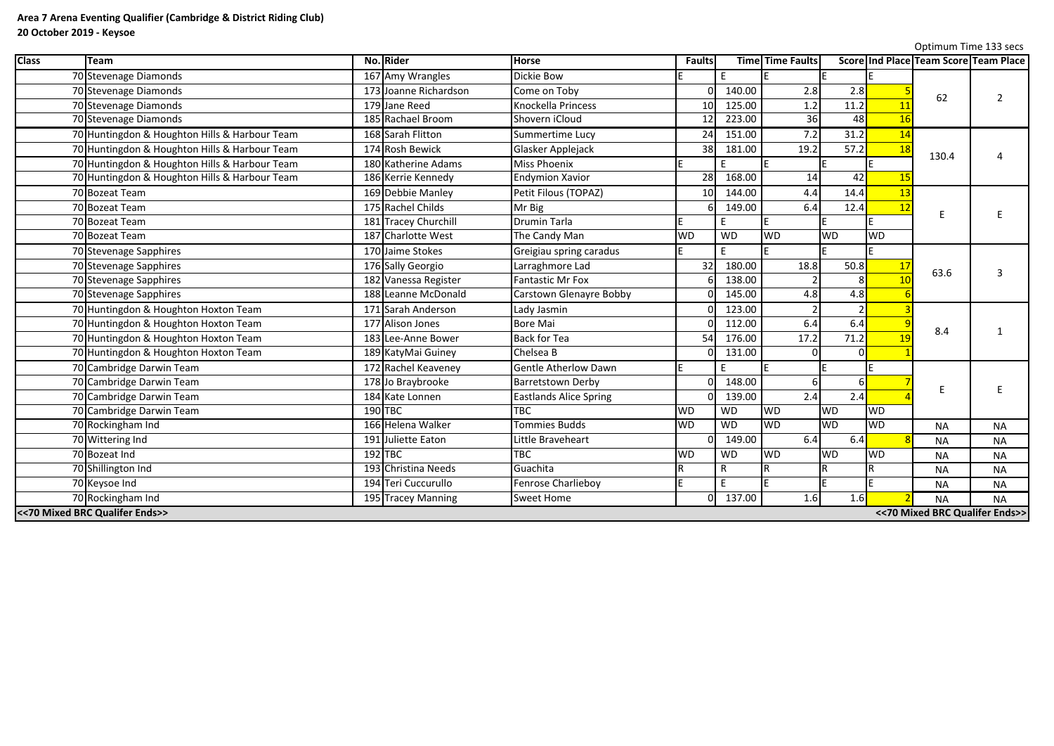**Area 7 Arena Eventing Qualifier (Cambridge & District Riding Club)**
**20 October 2019 - Keysoe**

Optimum Time 133 secs

| Class | Team | No. | Rider | Horse | Faults | Time | Time Faults | Score | Ind Place | Team Score | Team Place |
|---|---|---|---|---|---|---|---|---|---|---|---|
| 70 | Stevenage Diamonds | 167 | Amy Wrangles | Dickie Bow | E | E | E | E | E | 62 | 2 |
| 70 | Stevenage Diamonds | 173 | Joanne Richardson | Come on Toby | 0 | 140.00 | 2.8 | 2.8 | 5 | | |
| 70 | Stevenage Diamonds | 179 | Jane Reed | Knockella Princess | 10 | 125.00 | 1.2 | 11.2 | 11 | | |
| 70 | Stevenage Diamonds | 185 | Rachael Broom | Shovern iCloud | 12 | 223.00 | 36 | 48 | 16 | | |
| 70 | Huntingdon & Houghton Hills & Harbour Team | 168 | Sarah Flitton | Summertime Lucy | 24 | 151.00 | 7.2 | 31.2 | 14 | 130.4 | 4 |
| 70 | Huntingdon & Houghton Hills & Harbour Team | 174 | Rosh Bewick | Glasker Applejack | 38 | 181.00 | 19.2 | 57.2 | 18 | | |
| 70 | Huntingdon & Houghton Hills & Harbour Team | 180 | Katherine Adams | Miss Phoenix | E | E | E | E | E | | |
| 70 | Huntingdon & Houghton Hills & Harbour Team | 186 | Kerrie Kennedy | Endymion Xavior | 28 | 168.00 | 14 | 42 | 15 | | |
| 70 | Bozeat Team | 169 | Debbie Manley | Petit Filous (TOPAZ) | 10 | 144.00 | 4.4 | 14.4 | 13 | E | E |
| 70 | Bozeat Team | 175 | Rachel Childs | Mr Big | 6 | 149.00 | 6.4 | 12.4 | 12 | | |
| 70 | Bozeat Team | 181 | Tracey Churchill | Drumin Tarla | E | E | E | E | E | | |
| 70 | Bozeat Team | 187 | Charlotte West | The Candy Man | WD | WD | WD | WD | WD | | |
| 70 | Stevenage Sapphires | 170 | Jaime Stokes | Greigiau spring caradus | E | E | E | E | E | 63.6 | 3 |
| 70 | Stevenage Sapphires | 176 | Sally Georgio | Larraghmore Lad | 32 | 180.00 | 18.8 | 50.8 | 17 | | |
| 70 | Stevenage Sapphires | 182 | Vanessa Register | Fantastic Mr Fox | 6 | 138.00 | 2 | 8 | 10 | | |
| 70 | Stevenage Sapphires | 188 | Leanne McDonald | Carstown Glenayre Bobby | 0 | 145.00 | 4.8 | 4.8 | 6 | | |
| 70 | Huntingdon & Houghton Hoxton Team | 171 | Sarah Anderson | Lady Jasmin | 0 | 123.00 | 2 | 2 | 3 | 8.4 | 1 |
| 70 | Huntingdon & Houghton Hoxton Team | 177 | Alison Jones | Bore Mai | 0 | 112.00 | 6.4 | 6.4 | 9 | | |
| 70 | Huntingdon & Houghton Hoxton Team | 183 | Lee-Anne Bower | Back for Tea | 54 | 176.00 | 17.2 | 71.2 | 19 | | |
| 70 | Huntingdon & Houghton Hoxton Team | 189 | KatyMai Guiney | Chelsea B | 0 | 131.00 | 0 | 0 | 1 | | |
| 70 | Cambridge Darwin Team | 172 | Rachel Keaveney | Gentle Atherlow Dawn | E | E | E | E | E | E | E |
| 70 | Cambridge Darwin Team | 178 | Jo Braybrooke | Barretstown Derby | 0 | 148.00 | 6 | 6 | 7 | | |
| 70 | Cambridge Darwin Team | 184 | Kate Lonnen | Eastlands Alice Spring | 0 | 139.00 | 2.4 | 2.4 | 4 | | |
| 70 | Cambridge Darwin Team | 190 | TBC | TBC | WD | WD | WD | WD | WD | | |
| 70 | Rockingham Ind | 166 | Helena Walker | Tommies Budds | WD | WD | WD | WD | WD | NA | NA |
| 70 | Wittering Ind | 191 | Juliette Eaton | Little Braveheart | 0 | 149.00 | 6.4 | 6.4 | 8 | NA | NA |
| 70 | Bozeat Ind | 192 | TBC | TBC | WD | WD | WD | WD | WD | NA | NA |
| 70 | Shillington Ind | 193 | Christina Needs | Guachita | R | R | R | R | R | NA | NA |
| 70 | Keysoe Ind | 194 | Teri Cuccurullo | Fenrose Charlieboy | E | E | E | E | E | NA | NA |
| 70 | Rockingham Ind | 195 | Tracey Manning | Sweet Home | 0 | 137.00 | 1.6 | 1.6 | 2 | NA | NA |

<<70 Mixed BRC Qualifer Ends>> <<70 Mixed BRC Qualifer Ends>>